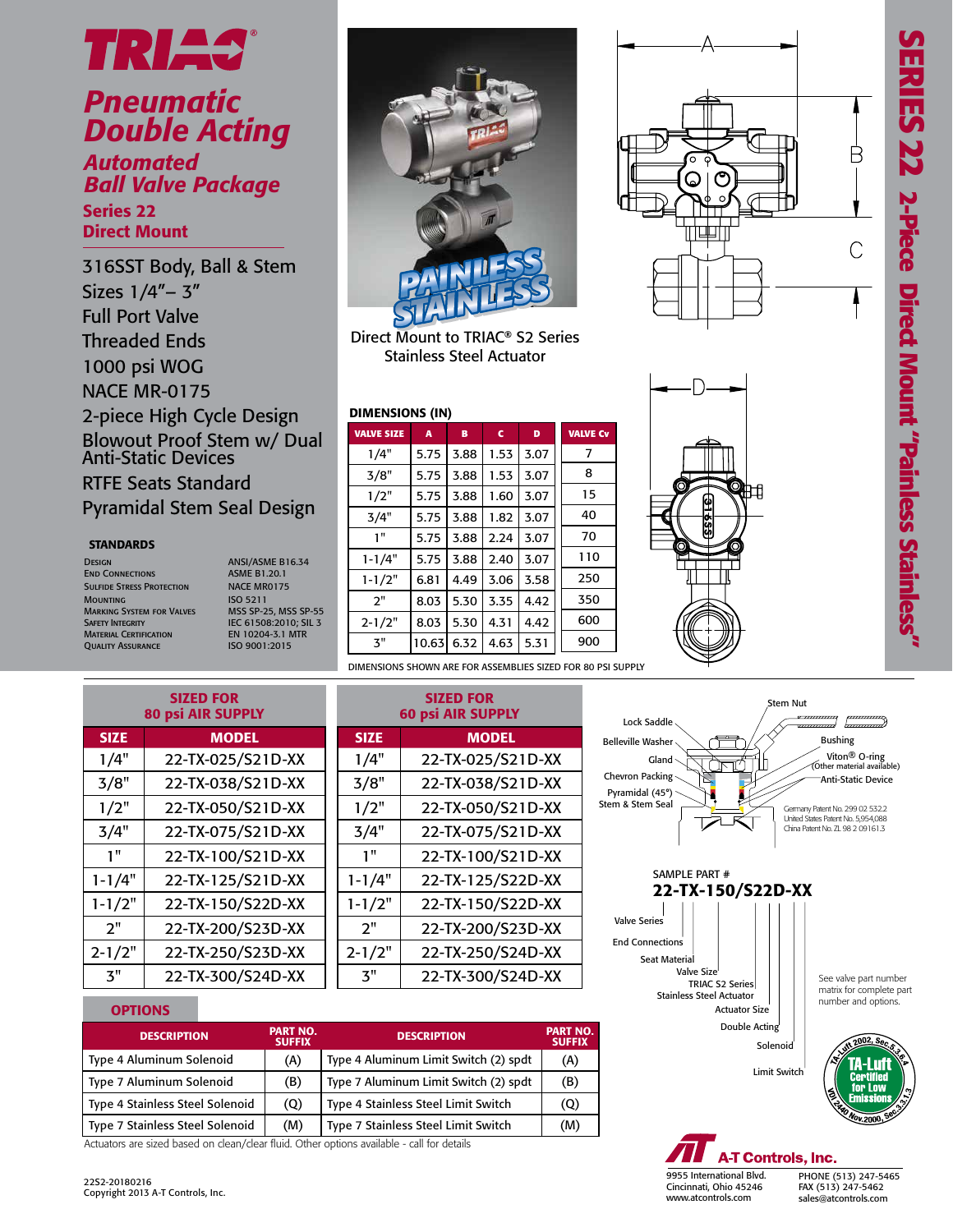# TRIAC®

## Pneumatic Double Acting

### Automated Ball Valve Package

### Series 22 Direct Mount

316SST Body, Ball & Stem
Sizes 1/4"– 3"
Full Port Valve
Threaded Ends
1000 psi WOG
NACE MR-0175
2-piece High Cycle Design
Blowout Proof Stem w/ Dual Anti-Static Devices
RTFE Seats Standard
Pyramidal Stem Seal Design

#### STANDARDS

| | |
|---|---|
| Design | ANSI/ASME B16.34 |
| End Connections | ASME B1.20.1 |
| Sulfide Stress Protection | NACE MR0175 |
| Mounting | ISO 5211 |
| Marking System for Valves | MSS SP-25, MSS SP-55 |
| Safety Integrity | IEC 61508:2010; SIL 3 |
| Material Certification | EN 10204-3.1 MTR |
| Quality Assurance | ISO 9001:2015 |

PAINLESS STAINLESS

Direct Mount to TRIAC® S2 Series Stainless Steel Actuator

## SERIES 22 2-Piece Direct Mount "Painless Stainless"

### DIMENSIONS (IN)

| VALVE SIZE | A | B | C | D | VALVE Cv |
|---|---|---|---|---|---|
| 1/4" | 5.75 | 3.88 | 1.53 | 3.07 | 7 |
| 3/8" | 5.75 | 3.88 | 1.53 | 3.07 | 8 |
| 1/2" | 5.75 | 3.88 | 1.60 | 3.07 | 15 |
| 3/4" | 5.75 | 3.88 | 1.82 | 3.07 | 40 |
| 1" | 5.75 | 3.88 | 2.24 | 3.07 | 70 |
| 1-1/4" | 5.75 | 3.88 | 2.40 | 3.07 | 110 |
| 1-1/2" | 6.81 | 4.49 | 3.06 | 3.58 | 250 |
| 2" | 8.03 | 5.30 | 3.35 | 4.42 | 350 |
| 2-1/2" | 8.03 | 5.30 | 4.31 | 4.42 | 600 |
| 3" | 10.63 | 6.32 | 4.63 | 5.31 | 900 |

DIMENSIONS SHOWN ARE FOR ASSEMBLIES SIZED FOR 80 PSI SUPPLY

| SIZED FOR 80 psi AIR SUPPLY | | SIZED FOR 60 psi AIR SUPPLY | |
|---|---|---|---|
| **SIZE** | **MODEL** | **SIZE** | **MODEL** |
| 1/4" | 22-TX-025/S21D-XX | 1/4" | 22-TX-025/S21D-XX |
| 3/8" | 22-TX-038/S21D-XX | 3/8" | 22-TX-038/S21D-XX |
| 1/2" | 22-TX-050/S21D-XX | 1/2" | 22-TX-050/S21D-XX |
| 3/4" | 22-TX-075/S21D-XX | 3/4" | 22-TX-075/S21D-XX |
| 1" | 22-TX-100/S21D-XX | 1" | 22-TX-100/S21D-XX |
| 1-1/4" | 22-TX-125/S21D-XX | 1-1/4" | 22-TX-125/S22D-XX |
| 1-1/2" | 22-TX-150/S22D-XX | 1-1/2" | 22-TX-150/S22D-XX |
| 2" | 22-TX-200/S23D-XX | 2" | 22-TX-200/S23D-XX |
| 2-1/2" | 22-TX-250/S23D-XX | 2-1/2" | 22-TX-250/S24D-XX |
| 3" | 22-TX-300/S24D-XX | 3" | 22-TX-300/S24D-XX |

Stem Nut, Lock Saddle, Belleville Washer, Gland, Chevron Packing, Pyramidal (45°) Stem & Stem Seal, Bushing, Viton® O-ring (Other material available), Anti-Static Device

Germany Patent No. 299 02 532.2
United States Patent No. 5,954,088
China Patent No. ZL 98 2 09161.3

SAMPLE PART #
**22-TX-150/S22D-XX**

Valve Series / End Connections / Seat Material / Valve Size / TRIAC S2 Series Stainless Steel Actuator / Actuator Size / Double Acting / Solenoid / Limit Switch

See valve part number matrix for complete part number and options.

TA-Luft Certified for Low Emissions — TA-Luft 2002, Sec.5.2.6.4; VDI 2440 Nov.2000, Sec.3.3.1.3

### OPTIONS

| DESCRIPTION | PART NO. SUFFIX | DESCRIPTION | PART NO. SUFFIX |
|---|---|---|---|
| Type 4 Aluminum Solenoid | (A) | Type 4 Aluminum Limit Switch (2) spdt | (A) |
| Type 7 Aluminum Solenoid | (B) | Type 7 Aluminum Limit Switch (2) spdt | (B) |
| Type 4 Stainless Steel Solenoid | (Q) | Type 4 Stainless Steel Limit Switch | (Q) |
| Type 7 Stainless Steel Solenoid | (M) | Type 7 Stainless Steel Limit Switch | (M) |

Actuators are sized based on clean/clear fluid. Other options available - call for details

22S2-20180216
Copyright 2013 A-T Controls, Inc.

**A-T Controls, Inc.**
9955 International Blvd.
Cincinnati, Ohio 45246
www.atcontrols.com
PHONE (513) 247-5465
FAX (513) 247-5462
sales@atcontrols.com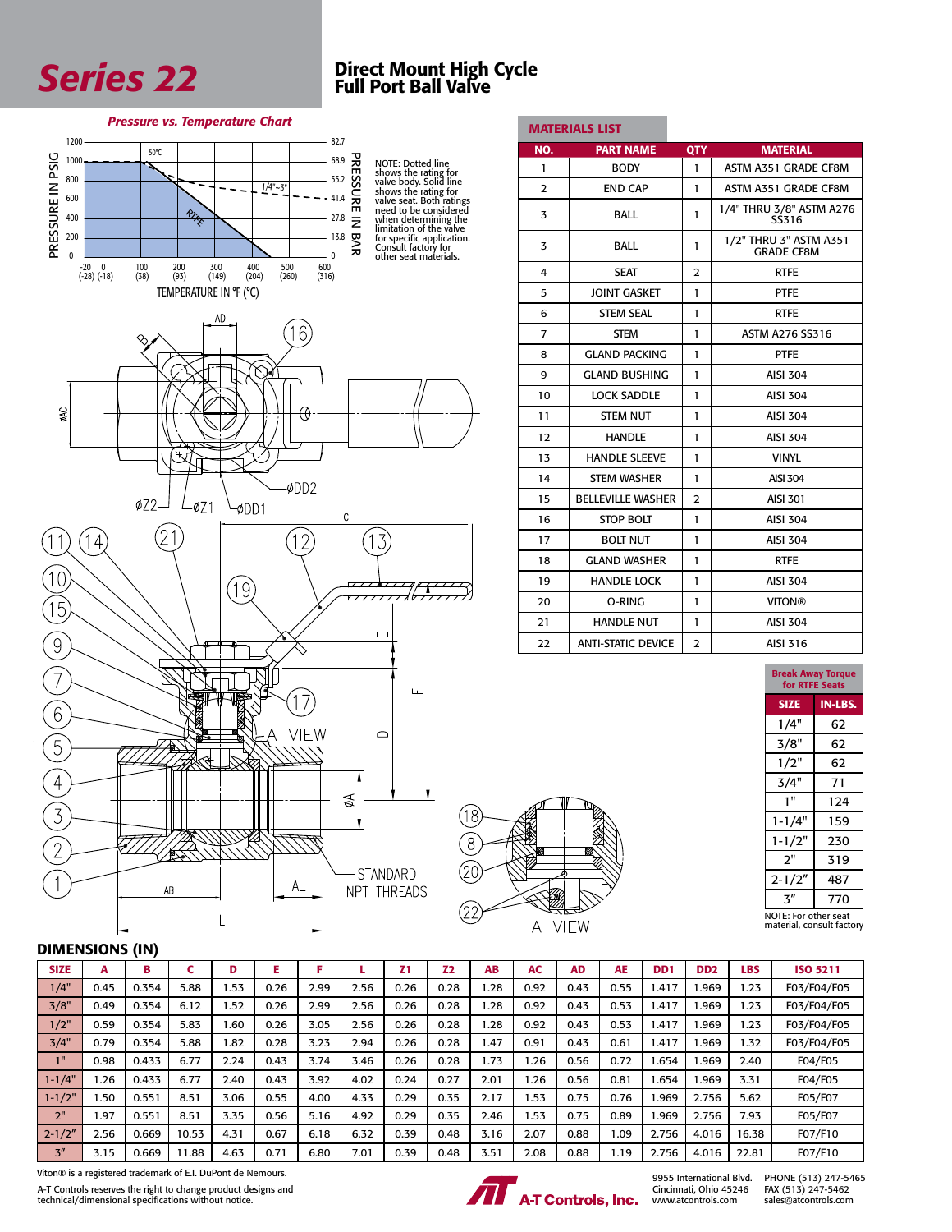# Series 22

## Direct Mount High Cycle Full Port Ball Valve

### Pressure vs. Temperature Chart

NOTE: Dotted line shows the rating for valve body. Solid line shows the rating for valve seat. Both ratings need to be considered when determining the limitation of the valve for specific application. Consult factory for other seat materials.

### MATERIALS LIST

| NO. | PART NAME | QTY | MATERIAL |
|---|---|---|---|
| 1 | BODY | 1 | ASTM A351 GRADE CF8M |
| 2 | END CAP | 1 | ASTM A351 GRADE CF8M |
| 3 | BALL | 1 | 1/4" THRU 3/8" ASTM A276 SS316 |
| 3 | BALL | 1 | 1/2" THRU 3" ASTM A351 GRADE CF8M |
| 4 | SEAT | 2 | RTFE |
| 5 | JOINT GASKET | 1 | PTFE |
| 6 | STEM SEAL | 1 | RTFE |
| 7 | STEM | 1 | ASTM A276 SS316 |
| 8 | GLAND PACKING | 1 | PTFE |
| 9 | GLAND BUSHING | 1 | AISI 304 |
| 10 | LOCK SADDLE | 1 | AISI 304 |
| 11 | STEM NUT | 1 | AISI 304 |
| 12 | HANDLE | 1 | AISI 304 |
| 13 | HANDLE SLEEVE | 1 | VINYL |
| 14 | STEM WASHER | 1 | AISI 304 |
| 15 | BELLEVILLE WASHER | 2 | AISI 301 |
| 16 | STOP BOLT | 1 | AISI 304 |
| 17 | BOLT NUT | 1 | AISI 304 |
| 18 | GLAND WASHER | 1 | RTFE |
| 19 | HANDLE LOCK | 1 | AISI 304 |
| 20 | O-RING | 1 | VITON® |
| 21 | HANDLE NUT | 1 | AISI 304 |
| 22 | ANTI-STATIC DEVICE | 2 | AISI 316 |

### Break Away Torque for RTFE Seats

| SIZE | IN-LBS. |
|---|---|
| 1/4" | 62 |
| 3/8" | 62 |
| 1/2" | 62 |
| 3/4" | 71 |
| 1" | 124 |
| 1-1/4" | 159 |
| 1-1/2" | 230 |
| 2" | 319 |
| 2-1/2" | 487 |
| 3" | 770 |

NOTE: For other seat material, consult factory

### DIMENSIONS (IN)

| SIZE | A | B | C | D | E | F | L | Z1 | Z2 | AB | AC | AD | AE | DD1 | DD2 | LBS | ISO 5211 |
|---|---|---|---|---|---|---|---|---|---|---|---|---|---|---|---|---|---|
| 1/4" | 0.45 | 0.354 | 5.88 | 1.53 | 0.26 | 2.99 | 2.56 | 0.26 | 0.28 | 1.28 | 0.92 | 0.43 | 0.55 | 1.417 | 1.969 | 1.23 | F03/F04/F05 |
| 3/8" | 0.49 | 0.354 | 6.12 | 1.52 | 0.26 | 2.99 | 2.56 | 0.26 | 0.28 | 1.28 | 0.92 | 0.43 | 0.53 | 1.417 | 1.969 | 1.23 | F03/F04/F05 |
| 1/2" | 0.59 | 0.354 | 5.83 | 1.60 | 0.26 | 3.05 | 2.56 | 0.26 | 0.28 | 1.28 | 0.92 | 0.43 | 0.53 | 1.417 | 1.969 | 1.23 | F03/F04/F05 |
| 3/4" | 0.79 | 0.354 | 5.88 | 1.82 | 0.28 | 3.23 | 2.94 | 0.26 | 0.28 | 1.47 | 0.91 | 0.43 | 0.61 | 1.417 | 1.969 | 1.32 | F03/F04/F05 |
| 1" | 0.98 | 0.433 | 6.77 | 2.24 | 0.43 | 3.74 | 3.46 | 0.26 | 0.28 | 1.73 | 1.26 | 0.56 | 0.72 | 1.654 | 1.969 | 2.40 | F04/F05 |
| 1-1/4" | 1.26 | 0.433 | 6.77 | 2.40 | 0.43 | 3.92 | 4.02 | 0.24 | 0.27 | 2.01 | 1.26 | 0.56 | 0.81 | 1.654 | 1.969 | 3.31 | F04/F05 |
| 1-1/2" | 1.50 | 0.551 | 8.51 | 3.06 | 0.55 | 4.00 | 4.33 | 0.29 | 0.35 | 2.17 | 1.53 | 0.75 | 0.76 | 1.969 | 2.756 | 5.62 | F05/F07 |
| 2" | 1.97 | 0.551 | 8.51 | 3.35 | 0.56 | 5.16 | 4.92 | 0.29 | 0.35 | 2.46 | 1.53 | 0.75 | 0.89 | 1.969 | 2.756 | 7.93 | F05/F07 |
| 2-1/2" | 2.56 | 0.669 | 10.53 | 4.31 | 0.67 | 6.18 | 6.32 | 0.39 | 0.48 | 3.16 | 2.07 | 0.88 | 1.09 | 2.756 | 4.016 | 16.38 | F07/F10 |
| 3" | 3.15 | 0.669 | 11.88 | 4.63 | 0.71 | 6.80 | 7.01 | 0.39 | 0.48 | 3.51 | 2.08 | 0.88 | 1.19 | 2.756 | 4.016 | 22.81 | F07/F10 |

Viton® is a registered trademark of E.I. DuPont de Nemours.

A-T Controls reserves the right to change product designs and technical/dimensional specifications without notice.

A-T Controls, Inc.
9955 International Blvd.
Cincinnati, Ohio 45246
www.atcontrols.com

PHONE (513) 247-5465
FAX (513) 247-5462
sales@atcontrols.com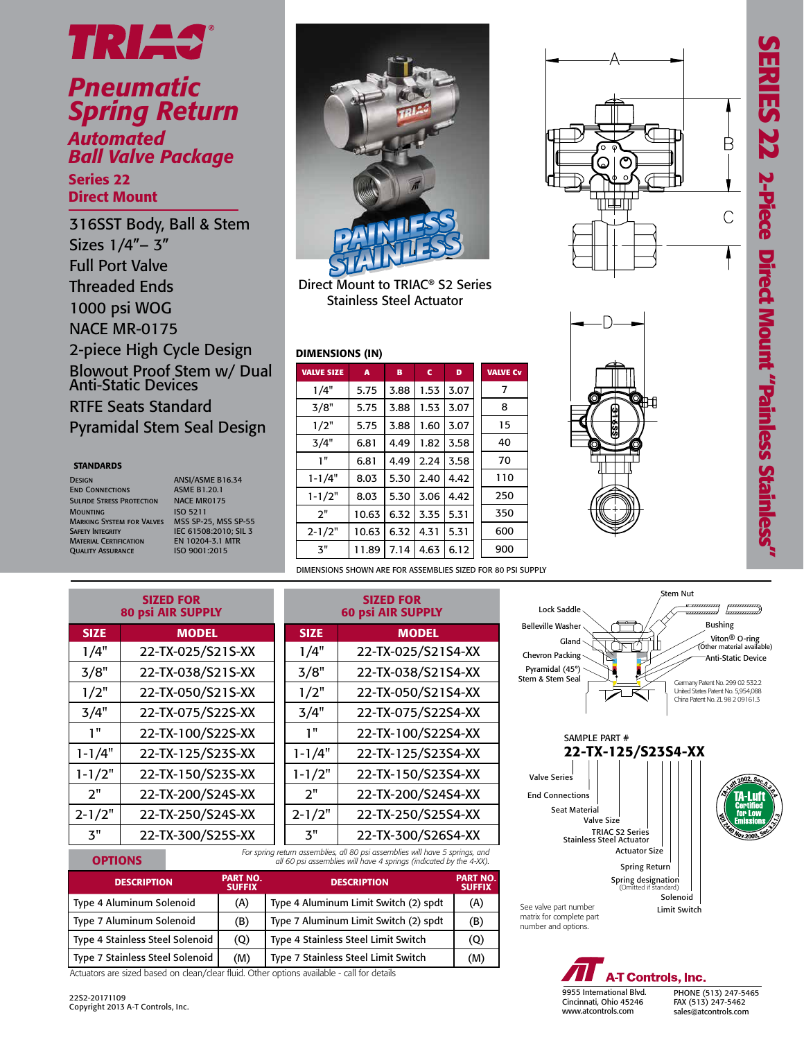# TRIAC®

## Pneumatic Spring Return

### Automated Ball Valve Package

### Series 22 Direct Mount

- 316SST Body, Ball & Stem
- Sizes 1/4"– 3"
- Full Port Valve
- Threaded Ends
- 1000 psi WOG
- NACE MR-0175
- 2-piece High Cycle Design
- Blowout Proof Stem w/ Dual Anti-Static Devices
- RTFE Seats Standard
- Pyramidal Stem Seal Design

#### STANDARDS

| | |
|---|---|
| Design | ANSI/ASME B16.34 |
| End Connections | ASME B1.20.1 |
| Sulfide Stress Protection | NACE MR0175 |
| Mounting | ISO 5211 |
| Marking System for Valves | MSS SP-25, MSS SP-55 |
| Safety Integrity | IEC 61508:2010; SIL 3 |
| Material Certification | EN 10204-3.1 MTR |
| Quality Assurance | ISO 9001:2015 |

PAINLESS STAINLESS

Direct Mount to TRIAC® S2 Series Stainless Steel Actuator

**SERIES 22 2-Piece Direct Mount "Painless Stainless"**

#### DIMENSIONS (IN)

| VALVE SIZE | A | B | C | D | VALVE Cv |
|---|---|---|---|---|---|
| 1/4" | 5.75 | 3.88 | 1.53 | 3.07 | 7 |
| 3/8" | 5.75 | 3.88 | 1.53 | 3.07 | 8 |
| 1/2" | 5.75 | 3.88 | 1.60 | 3.07 | 15 |
| 3/4" | 6.81 | 4.49 | 1.82 | 3.58 | 40 |
| 1" | 6.81 | 4.49 | 2.24 | 3.58 | 70 |
| 1-1/4" | 8.03 | 5.30 | 2.40 | 4.42 | 110 |
| 1-1/2" | 8.03 | 5.30 | 3.06 | 4.42 | 250 |
| 2" | 10.63 | 6.32 | 3.35 | 5.31 | 350 |
| 2-1/2" | 10.63 | 6.32 | 4.31 | 5.31 | 600 |
| 3" | 11.89 | 7.14 | 4.63 | 6.12 | 900 |

DIMENSIONS SHOWN ARE FOR ASSEMBLIES SIZED FOR 80 PSI SUPPLY

| SIZED FOR 80 psi AIR SUPPLY | | SIZED FOR 60 psi AIR SUPPLY | |
|---|---|---|---|
| SIZE | MODEL | SIZE | MODEL |
| 1/4" | 22-TX-025/S21S-XX | 1/4" | 22-TX-025/S21S4-XX |
| 3/8" | 22-TX-038/S21S-XX | 3/8" | 22-TX-038/S21S4-XX |
| 1/2" | 22-TX-050/S21S-XX | 1/2" | 22-TX-050/S21S4-XX |
| 3/4" | 22-TX-075/S22S-XX | 3/4" | 22-TX-075/S22S4-XX |
| 1" | 22-TX-100/S22S-XX | 1" | 22-TX-100/S22S4-XX |
| 1-1/4" | 22-TX-125/S23S-XX | 1-1/4" | 22-TX-125/S23S4-XX |
| 1-1/2" | 22-TX-150/S23S-XX | 1-1/2" | 22-TX-150/S23S4-XX |
| 2" | 22-TX-200/S24S-XX | 2" | 22-TX-200/S24S4-XX |
| 2-1/2" | 22-TX-250/S24S-XX | 2-1/2" | 22-TX-250/S25S4-XX |
| 3" | 22-TX-300/S25S-XX | 3" | 22-TX-300/S26S4-XX |

*For spring return assemblies, all 80 psi assemblies will have 5 springs, and all 60 psi assemblies will have 4 springs (indicated by the 4-XX).*

#### OPTIONS

| DESCRIPTION | PART NO. SUFFIX | DESCRIPTION | PART NO. SUFFIX |
|---|---|---|---|
| Type 4 Aluminum Solenoid | (A) | Type 4 Aluminum Limit Switch (2) spdt | (A) |
| Type 7 Aluminum Solenoid | (B) | Type 7 Aluminum Limit Switch (2) spdt | (B) |
| Type 4 Stainless Steel Solenoid | (Q) | Type 4 Stainless Steel Limit Switch | (Q) |
| Type 7 Stainless Steel Solenoid | (M) | Type 7 Stainless Steel Limit Switch | (M) |

Actuators are sized based on clean/clear fluid. Other options available - call for details

Stem Nut, Lock Saddle, Belleville Washer, Gland, Chevron Packing, Pyramidal (45°) Stem & Stem Seal, Bushing, Viton® O-ring (Other material available), Anti-Static Device

Germany Patent No. 299 02 532.2
United States Patent No. 5,954,088
China Patent No. ZL 98 2 09161.3

SAMPLE PART #
**22-TX-125/S23S4-XX**

- Valve Series
- End Connections
- Seat Material
- Valve Size
- TRIAC S2 Series Stainless Steel Actuator
- Actuator Size
- Spring Return
- Spring designation (Omitted if standard)
- Solenoid
- Limit Switch

See valve part number matrix for complete part number and options.

TA-Luft Certified for Low Emissions (TA-Luft 2002, Sec.5.2.6.4; VDI 2440 Nov.2000, Sec.3.3.1.3)

**A-T Controls, Inc.**
9955 International Blvd.
Cincinnati, Ohio 45246
www.atcontrols.com
PHONE (513) 247-5465
FAX (513) 247-5462
sales@atcontrols.com

22S2-20171109
Copyright 2013 A-T Controls, Inc.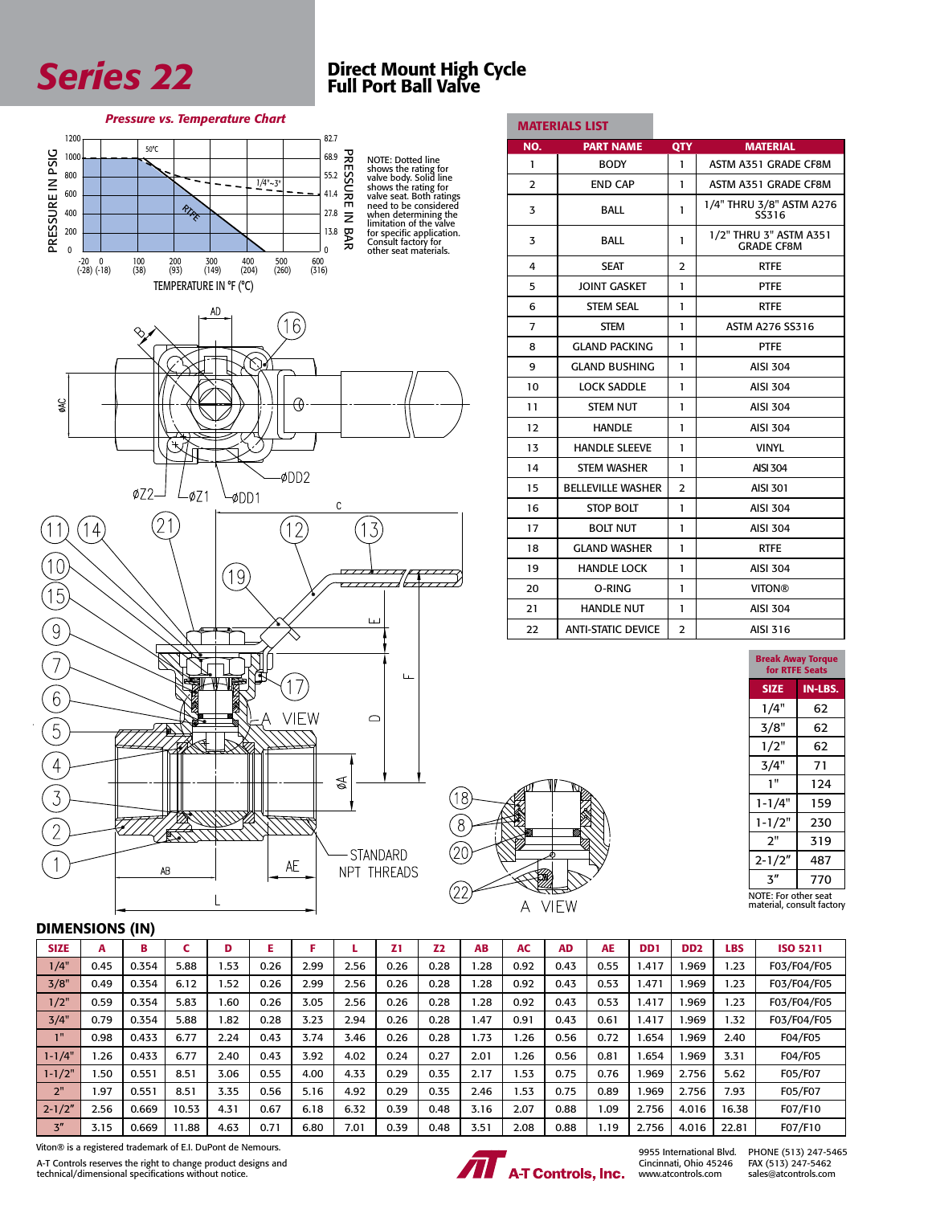# Series 22

## Direct Mount High Cycle Full Port Ball Valve

### *Pressure vs. Temperature Chart*

PRESSURE IN PSIG

1200
1000
800
600
400
200
0

PRESSURE IN BAR

82.7
68.9
55.2
41.4
27.8
13.8
0

50°C

1/4"~3"

RTFE

-20 (-28) 0 (-18) 100 (38) 200 (93) 300 (149) 400 (204) 500 (260) 600 (316)

TEMPERATURE IN °F (°C)

NOTE: Dotted line shows the rating for valve body. Solid line shows the rating for valve seat. Both ratings need to be considered when determining the limitation of the valve for specific application. Consult factory for other seat materials.

AD, B, 16, ØAC, ØDD2, ØZ2, ØZ1, ØDD1, C, 11, 14, 21, 12, 13, 10, 19, 15, 9, 7, 17, 6, 5, 4, 3, 2, 1, E, F, D, ØA, A VIEW, STANDARD NPT THREADS, AB, AE, L, 18, 8, 20, 22, A VIEW

### MATERIALS LIST

| NO. | PART NAME | QTY | MATERIAL |
|---|---|---|---|
| 1 | BODY | 1 | ASTM A351 GRADE CF8M |
| 2 | END CAP | 1 | ASTM A351 GRADE CF8M |
| 3 | BALL | 1 | 1/4" THRU 3/8" ASTM A276 SS316 |
| 3 | BALL | 1 | 1/2" THRU 3" ASTM A351 GRADE CF8M |
| 4 | SEAT | 2 | RTFE |
| 5 | JOINT GASKET | 1 | PTFE |
| 6 | STEM SEAL | 1 | RTFE |
| 7 | STEM | 1 | ASTM A276 SS316 |
| 8 | GLAND PACKING | 1 | PTFE |
| 9 | GLAND BUSHING | 1 | AISI 304 |
| 10 | LOCK SADDLE | 1 | AISI 304 |
| 11 | STEM NUT | 1 | AISI 304 |
| 12 | HANDLE | 1 | AISI 304 |
| 13 | HANDLE SLEEVE | 1 | VINYL |
| 14 | STEM WASHER | 1 | AISI 304 |
| 15 | BELLEVILLE WASHER | 2 | AISI 301 |
| 16 | STOP BOLT | 1 | AISI 304 |
| 17 | BOLT NUT | 1 | AISI 304 |
| 18 | GLAND WASHER | 1 | RTFE |
| 19 | HANDLE LOCK | 1 | AISI 304 |
| 20 | O-RING | 1 | VITON® |
| 21 | HANDLE NUT | 1 | AISI 304 |
| 22 | ANTI-STATIC DEVICE | 2 | AISI 316 |

**Break Away Torque for RTFE Seats**

| SIZE | IN-LBS. |
|---|---|
| 1/4" | 62 |
| 3/8" | 62 |
| 1/2" | 62 |
| 3/4" | 71 |
| 1" | 124 |
| 1-1/4" | 159 |
| 1-1/2" | 230 |
| 2" | 319 |
| 2-1/2" | 487 |
| 3" | 770 |

NOTE: For other seat material, consult factory

## DIMENSIONS (IN)

| SIZE | A | B | C | D | E | F | L | Z1 | Z2 | AB | AC | AD | AE | DD1 | DD2 | LBS | ISO 5211 |
|---|---|---|---|---|---|---|---|---|---|---|---|---|---|---|---|---|---|
| 1/4" | 0.45 | 0.354 | 5.88 | 1.53 | 0.26 | 2.99 | 2.56 | 0.26 | 0.28 | 1.28 | 0.92 | 0.43 | 0.55 | 1.417 | 1.969 | 1.23 | F03/F04/F05 |
| 3/8" | 0.49 | 0.354 | 6.12 | 1.52 | 0.26 | 2.99 | 2.56 | 0.26 | 0.28 | 1.28 | 0.92 | 0.43 | 0.53 | 1.471 | 1.969 | 1.23 | F03/F04/F05 |
| 1/2" | 0.59 | 0.354 | 5.83 | 1.60 | 0.26 | 3.05 | 2.56 | 0.26 | 0.28 | 1.28 | 0.92 | 0.43 | 0.53 | 1.417 | 1.969 | 1.23 | F03/F04/F05 |
| 3/4" | 0.79 | 0.354 | 5.88 | 1.82 | 0.28 | 3.23 | 2.94 | 0.26 | 0.28 | 1.47 | 0.91 | 0.43 | 0.61 | 1.417 | 1.969 | 1.32 | F03/F04/F05 |
| 1" | 0.98 | 0.433 | 6.77 | 2.24 | 0.43 | 3.74 | 3.46 | 0.26 | 0.28 | 1.73 | 1.26 | 0.56 | 0.72 | 1.654 | 1.969 | 2.40 | F04/F05 |
| 1-1/4" | 1.26 | 0.433 | 6.77 | 2.40 | 0.43 | 3.92 | 4.02 | 0.24 | 0.27 | 2.01 | 1.26 | 0.56 | 0.81 | 1.654 | 1.969 | 3.31 | F04/F05 |
| 1-1/2" | 1.50 | 0.551 | 8.51 | 3.06 | 0.55 | 4.00 | 4.33 | 0.29 | 0.35 | 2.17 | 1.53 | 0.75 | 0.76 | 1.969 | 2.756 | 5.62 | F05/F07 |
| 2" | 1.97 | 0.551 | 8.51 | 3.35 | 0.56 | 5.16 | 4.92 | 0.29 | 0.35 | 2.46 | 1.53 | 0.75 | 0.89 | 1.969 | 2.756 | 7.93 | F05/F07 |
| 2-1/2" | 2.56 | 0.669 | 10.53 | 4.31 | 0.67 | 6.18 | 6.32 | 0.39 | 0.48 | 3.16 | 2.07 | 0.88 | 1.09 | 2.756 | 4.016 | 16.38 | F07/F10 |
| 3" | 3.15 | 0.669 | 11.88 | 4.63 | 0.71 | 6.80 | 7.01 | 0.39 | 0.48 | 3.51 | 2.08 | 0.88 | 1.19 | 2.756 | 4.016 | 22.81 | F07/F10 |

Viton® is a registered trademark of E.I. DuPont de Nemours.

A-T Controls reserves the right to change product designs and technical/dimensional specifications without notice.

A-T Controls, Inc.

9955 International Blvd.
Cincinnati, Ohio 45246
www.atcontrols.com

PHONE (513) 247-5465
FAX (513) 247-5462
sales@atcontrols.com